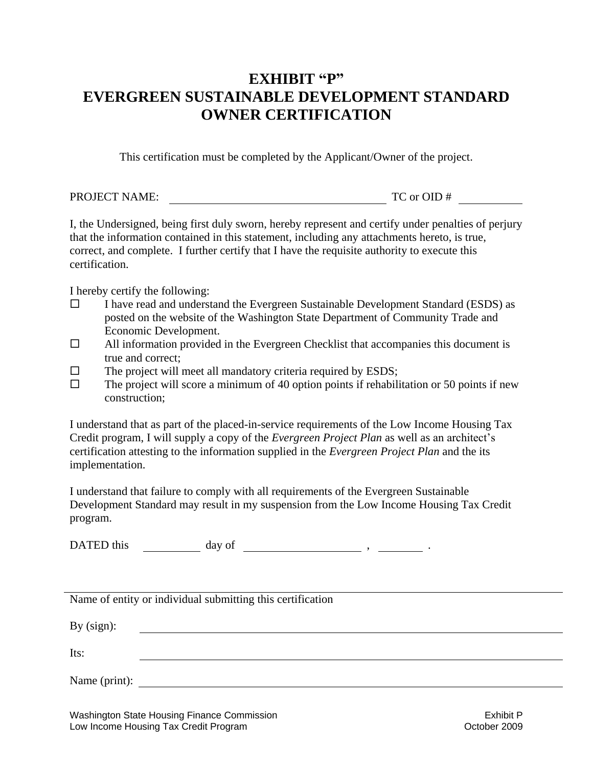# EXHIBIT "P"
# EVERGREEN SUSTAINABLE DEVELOPMENT STANDARD OWNER CERTIFICATION

This certification must be completed by the Applicant/Owner of the project.

PROJECT NAME: ______________________________ TC or OID # __________

I, the Undersigned, being first duly sworn, hereby represent and certify under penalties of perjury that the information contained in this statement, including any attachments hereto, is true, correct, and complete. I further certify that I have the requisite authority to execute this certification.

I hereby certify the following:

- ☐ I have read and understand the Evergreen Sustainable Development Standard (ESDS) as posted on the website of the Washington State Department of Community Trade and Economic Development.
- ☐ All information provided in the Evergreen Checklist that accompanies this document is true and correct;
- ☐ The project will meet all mandatory criteria required by ESDS;
- ☐ The project will score a minimum of 40 option points if rehabilitation or 50 points if new construction;

I understand that as part of the placed-in-service requirements of the Low Income Housing Tax Credit program, I will supply a copy of the *Evergreen Project Plan* as well as an architect's certification attesting to the information supplied in the *Evergreen Project Plan* and the its implementation.

I understand that failure to comply with all requirements of the Evergreen Sustainable Development Standard may result in my suspension from the Low Income Housing Tax Credit program.

DATED this __________ day of ____________________ , ________ .

______________________________________________________________

Name of entity or individual submitting this certification

By (sign): ______________________________________________________

Its: ______________________________________________________

Name (print): ______________________________________________________

Washington State Housing Finance Commission
Low Income Housing Tax Credit Program

Exhibit P
October 2009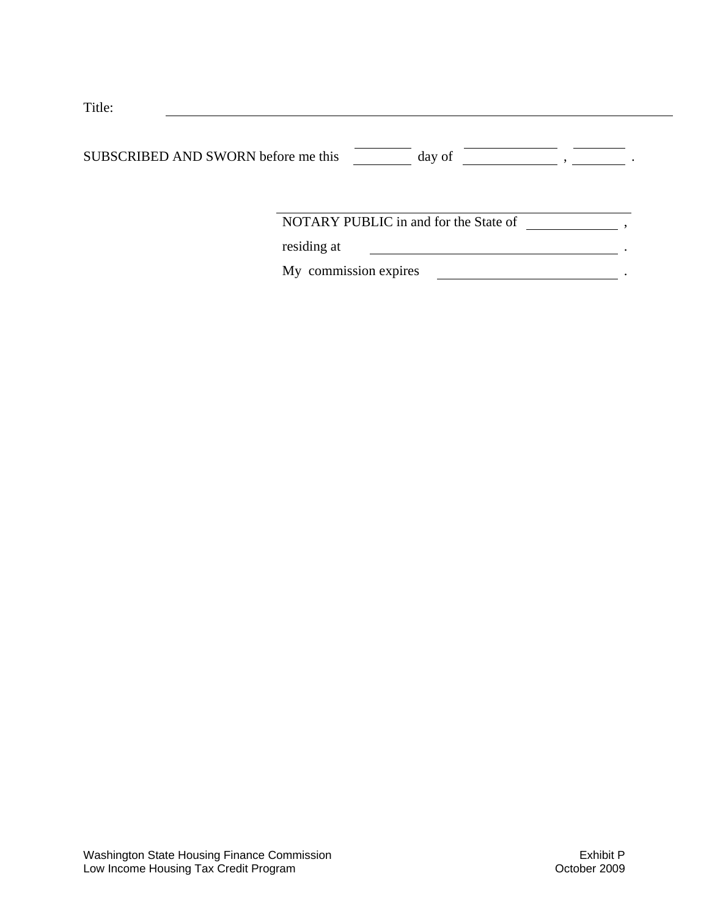Title: ______________________________________________

SUBSCRIBED AND SWORN before me this ________ day of ______________ , ________ .

______________________________________________

NOTARY PUBLIC in and for the State of ____________ ,

residing at ________________________________ .

My commission expires ________________________ .